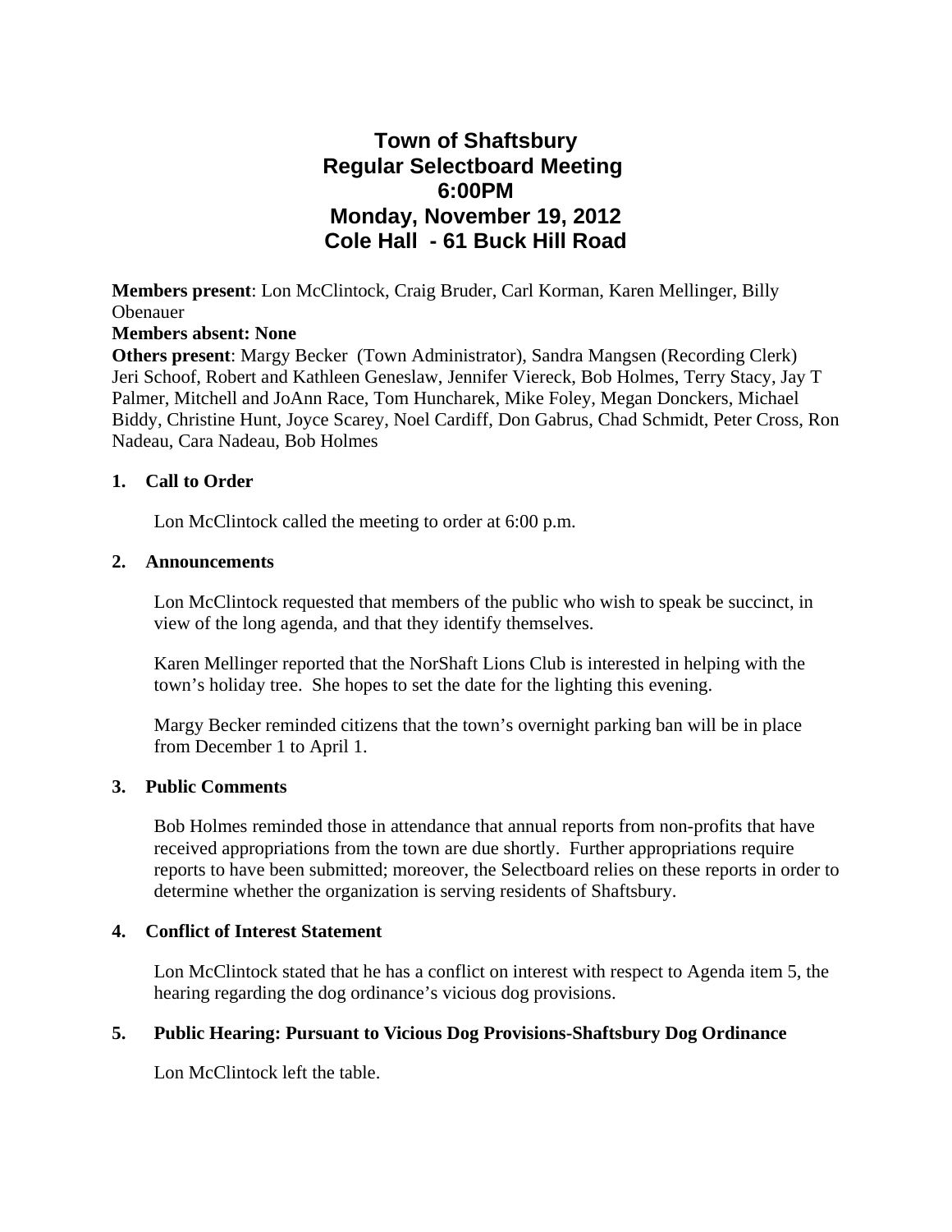# Town of Shaftsbury
## Regular Selectboard Meeting
## 6:00PM
## Monday, November 19, 2012
## Cole Hall - 61 Buck Hill Road

**Members present**: Lon McClintock, Craig Bruder, Carl Korman, Karen Mellinger, Billy Obenauer
**Members absent: None**
**Others present**: Margy Becker (Town Administrator), Sandra Mangsen (Recording Clerk) Jeri Schoof, Robert and Kathleen Geneslaw, Jennifer Viereck, Bob Holmes, Terry Stacy, Jay T Palmer, Mitchell and JoAnn Race, Tom Huncharek, Mike Foley, Megan Donckers, Michael Biddy, Christine Hunt, Joyce Scarey, Noel Cardiff, Don Gabrus, Chad Schmidt, Peter Cross, Ron Nadeau, Cara Nadeau, Bob Holmes

**1. Call to Order**

Lon McClintock called the meeting to order at 6:00 p.m.

**2. Announcements**

Lon McClintock requested that members of the public who wish to speak be succinct, in view of the long agenda, and that they identify themselves.

Karen Mellinger reported that the NorShaft Lions Club is interested in helping with the town's holiday tree. She hopes to set the date for the lighting this evening.

Margy Becker reminded citizens that the town's overnight parking ban will be in place from December 1 to April 1.

**3. Public Comments**

Bob Holmes reminded those in attendance that annual reports from non-profits that have received appropriations from the town are due shortly. Further appropriations require reports to have been submitted; moreover, the Selectboard relies on these reports in order to determine whether the organization is serving residents of Shaftsbury.

**4. Conflict of Interest Statement**

Lon McClintock stated that he has a conflict on interest with respect to Agenda item 5, the hearing regarding the dog ordinance's vicious dog provisions.

**5. Public Hearing: Pursuant to Vicious Dog Provisions-Shaftsbury Dog Ordinance**

Lon McClintock left the table.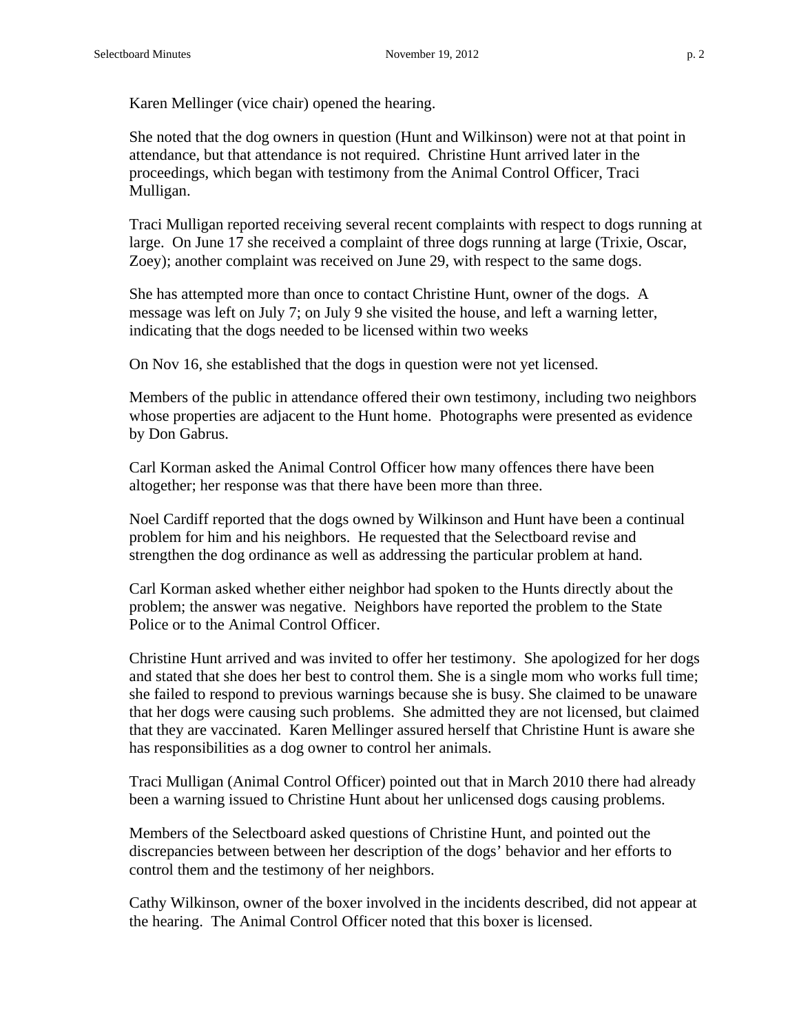Karen Mellinger (vice chair) opened the hearing.

She noted that the dog owners in question (Hunt and Wilkinson) were not at that point in attendance, but that attendance is not required. Christine Hunt arrived later in the proceedings, which began with testimony from the Animal Control Officer, Traci Mulligan.

Traci Mulligan reported receiving several recent complaints with respect to dogs running at large. On June 17 she received a complaint of three dogs running at large (Trixie, Oscar, Zoey); another complaint was received on June 29, with respect to the same dogs.

She has attempted more than once to contact Christine Hunt, owner of the dogs. A message was left on July 7; on July 9 she visited the house, and left a warning letter, indicating that the dogs needed to be licensed within two weeks

On Nov 16, she established that the dogs in question were not yet licensed.

Members of the public in attendance offered their own testimony, including two neighbors whose properties are adjacent to the Hunt home. Photographs were presented as evidence by Don Gabrus.

Carl Korman asked the Animal Control Officer how many offences there have been altogether; her response was that there have been more than three.

Noel Cardiff reported that the dogs owned by Wilkinson and Hunt have been a continual problem for him and his neighbors. He requested that the Selectboard revise and strengthen the dog ordinance as well as addressing the particular problem at hand.

Carl Korman asked whether either neighbor had spoken to the Hunts directly about the problem; the answer was negative. Neighbors have reported the problem to the State Police or to the Animal Control Officer.

Christine Hunt arrived and was invited to offer her testimony. She apologized for her dogs and stated that she does her best to control them. She is a single mom who works full time; she failed to respond to previous warnings because she is busy. She claimed to be unaware that her dogs were causing such problems. She admitted they are not licensed, but claimed that they are vaccinated. Karen Mellinger assured herself that Christine Hunt is aware she has responsibilities as a dog owner to control her animals.

Traci Mulligan (Animal Control Officer) pointed out that in March 2010 there had already been a warning issued to Christine Hunt about her unlicensed dogs causing problems.

Members of the Selectboard asked questions of Christine Hunt, and pointed out the discrepancies between between her description of the dogs' behavior and her efforts to control them and the testimony of her neighbors.

Cathy Wilkinson, owner of the boxer involved in the incidents described, did not appear at the hearing. The Animal Control Officer noted that this boxer is licensed.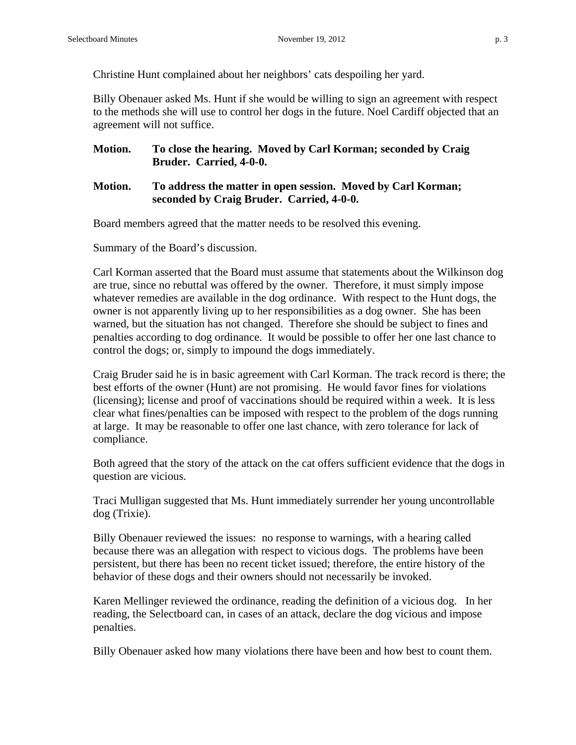Christine Hunt complained about her neighbors' cats despoiling her yard.

Billy Obenauer asked Ms. Hunt if she would be willing to sign an agreement with respect to the methods she will use to control her dogs in the future. Noel Cardiff objected that an agreement will not suffice.

**Motion. To close the hearing. Moved by Carl Korman; seconded by Craig Bruder. Carried, 4-0-0.**

**Motion. To address the matter in open session. Moved by Carl Korman; seconded by Craig Bruder. Carried, 4-0-0.**

Board members agreed that the matter needs to be resolved this evening.

Summary of the Board's discussion.

Carl Korman asserted that the Board must assume that statements about the Wilkinson dog are true, since no rebuttal was offered by the owner. Therefore, it must simply impose whatever remedies are available in the dog ordinance. With respect to the Hunt dogs, the owner is not apparently living up to her responsibilities as a dog owner. She has been warned, but the situation has not changed. Therefore she should be subject to fines and penalties according to dog ordinance. It would be possible to offer her one last chance to control the dogs; or, simply to impound the dogs immediately.

Craig Bruder said he is in basic agreement with Carl Korman. The track record is there; the best efforts of the owner (Hunt) are not promising. He would favor fines for violations (licensing); license and proof of vaccinations should be required within a week. It is less clear what fines/penalties can be imposed with respect to the problem of the dogs running at large. It may be reasonable to offer one last chance, with zero tolerance for lack of compliance.

Both agreed that the story of the attack on the cat offers sufficient evidence that the dogs in question are vicious.

Traci Mulligan suggested that Ms. Hunt immediately surrender her young uncontrollable dog (Trixie).

Billy Obenauer reviewed the issues: no response to warnings, with a hearing called because there was an allegation with respect to vicious dogs. The problems have been persistent, but there has been no recent ticket issued; therefore, the entire history of the behavior of these dogs and their owners should not necessarily be invoked.

Karen Mellinger reviewed the ordinance, reading the definition of a vicious dog. In her reading, the Selectboard can, in cases of an attack, declare the dog vicious and impose penalties.

Billy Obenauer asked how many violations there have been and how best to count them.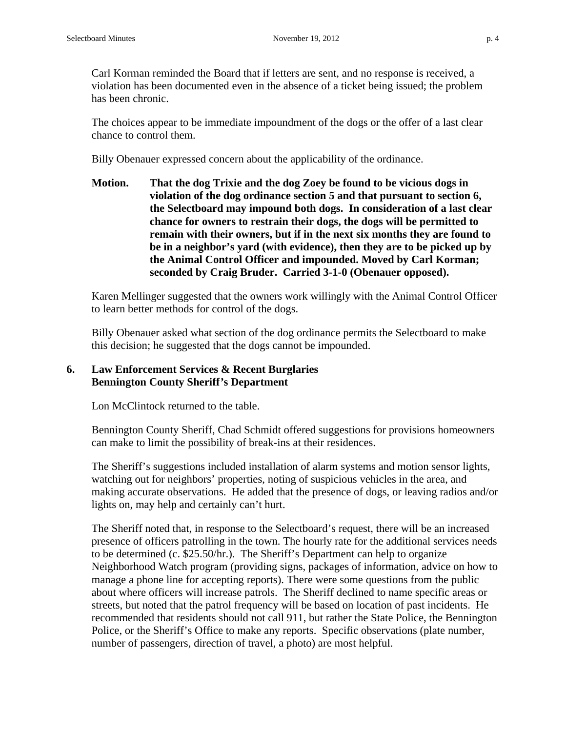Carl Korman reminded the Board that if letters are sent, and no response is received, a violation has been documented even in the absence of a ticket being issued; the problem has been chronic.

The choices appear to be immediate impoundment of the dogs or the offer of a last clear chance to control them.

Billy Obenauer expressed concern about the applicability of the ordinance.

**Motion. That the dog Trixie and the dog Zoey be found to be vicious dogs in violation of the dog ordinance section 5 and that pursuant to section 6, the Selectboard may impound both dogs. In consideration of a last clear chance for owners to restrain their dogs, the dogs will be permitted to remain with their owners, but if in the next six months they are found to be in a neighbor's yard (with evidence), then they are to be picked up by the Animal Control Officer and impounded. Moved by Carl Korman; seconded by Craig Bruder. Carried 3-1-0 (Obenauer opposed).**

Karen Mellinger suggested that the owners work willingly with the Animal Control Officer to learn better methods for control of the dogs.

Billy Obenauer asked what section of the dog ordinance permits the Selectboard to make this decision; he suggested that the dogs cannot be impounded.

## 6. Law Enforcement Services & Recent Burglaries Bennington County Sheriff's Department

Lon McClintock returned to the table.

Bennington County Sheriff, Chad Schmidt offered suggestions for provisions homeowners can make to limit the possibility of break-ins at their residences.

The Sheriff's suggestions included installation of alarm systems and motion sensor lights, watching out for neighbors' properties, noting of suspicious vehicles in the area, and making accurate observations. He added that the presence of dogs, or leaving radios and/or lights on, may help and certainly can't hurt.

The Sheriff noted that, in response to the Selectboard's request, there will be an increased presence of officers patrolling in the town. The hourly rate for the additional services needs to be determined (c. $25.50/hr.). The Sheriff's Department can help to organize Neighborhood Watch program (providing signs, packages of information, advice on how to manage a phone line for accepting reports). There were some questions from the public about where officers will increase patrols. The Sheriff declined to name specific areas or streets, but noted that the patrol frequency will be based on location of past incidents. He recommended that residents should not call 911, but rather the State Police, the Bennington Police, or the Sheriff's Office to make any reports. Specific observations (plate number, number of passengers, direction of travel, a photo) are most helpful.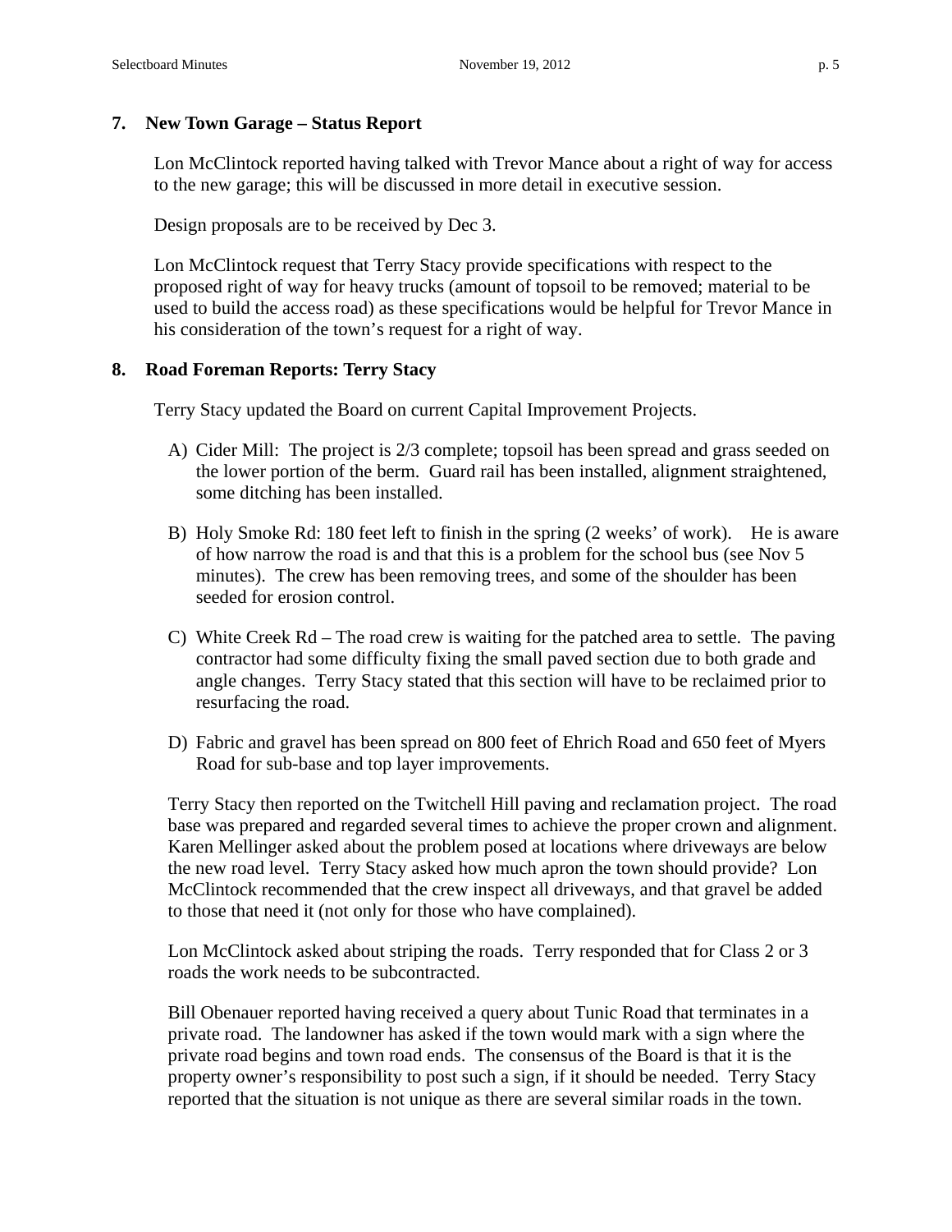## 7. New Town Garage – Status Report

Lon McClintock reported having talked with Trevor Mance about a right of way for access to the new garage; this will be discussed in more detail in executive session.

Design proposals are to be received by Dec 3.

Lon McClintock request that Terry Stacy provide specifications with respect to the proposed right of way for heavy trucks (amount of topsoil to be removed; material to be used to build the access road) as these specifications would be helpful for Trevor Mance in his consideration of the town's request for a right of way.

## 8. Road Foreman Reports: Terry Stacy

Terry Stacy updated the Board on current Capital Improvement Projects.

A) Cider Mill: The project is 2/3 complete; topsoil has been spread and grass seeded on the lower portion of the berm. Guard rail has been installed, alignment straightened, some ditching has been installed.

B) Holy Smoke Rd: 180 feet left to finish in the spring (2 weeks' of work). He is aware of how narrow the road is and that this is a problem for the school bus (see Nov 5 minutes). The crew has been removing trees, and some of the shoulder has been seeded for erosion control.

C) White Creek Rd – The road crew is waiting for the patched area to settle. The paving contractor had some difficulty fixing the small paved section due to both grade and angle changes. Terry Stacy stated that this section will have to be reclaimed prior to resurfacing the road.

D) Fabric and gravel has been spread on 800 feet of Ehrich Road and 650 feet of Myers Road for sub-base and top layer improvements.

Terry Stacy then reported on the Twitchell Hill paving and reclamation project. The road base was prepared and regarded several times to achieve the proper crown and alignment. Karen Mellinger asked about the problem posed at locations where driveways are below the new road level. Terry Stacy asked how much apron the town should provide? Lon McClintock recommended that the crew inspect all driveways, and that gravel be added to those that need it (not only for those who have complained).

Lon McClintock asked about striping the roads. Terry responded that for Class 2 or 3 roads the work needs to be subcontracted.

Bill Obenauer reported having received a query about Tunic Road that terminates in a private road. The landowner has asked if the town would mark with a sign where the private road begins and town road ends. The consensus of the Board is that it is the property owner's responsibility to post such a sign, if it should be needed. Terry Stacy reported that the situation is not unique as there are several similar roads in the town.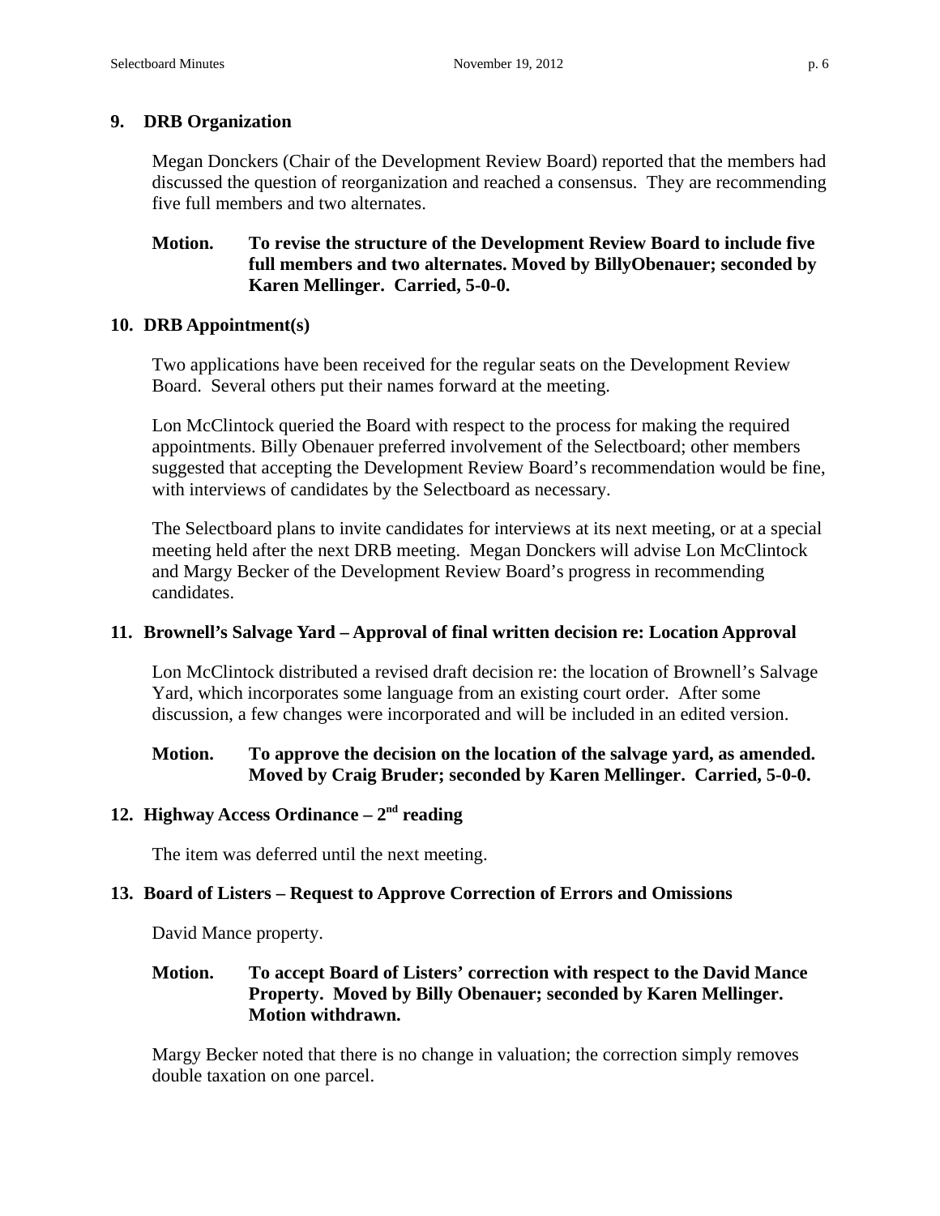### 9. DRB Organization

Megan Donckers (Chair of the Development Review Board) reported that the members had discussed the question of reorganization and reached a consensus. They are recommending five full members and two alternates.

**Motion.** **To revise the structure of the Development Review Board to include five full members and two alternates. Moved by BillyObenauer; seconded by Karen Mellinger. Carried, 5-0-0.**

### 10. DRB Appointment(s)

Two applications have been received for the regular seats on the Development Review Board. Several others put their names forward at the meeting.

Lon McClintock queried the Board with respect to the process for making the required appointments. Billy Obenauer preferred involvement of the Selectboard; other members suggested that accepting the Development Review Board's recommendation would be fine, with interviews of candidates by the Selectboard as necessary.

The Selectboard plans to invite candidates for interviews at its next meeting, or at a special meeting held after the next DRB meeting. Megan Donckers will advise Lon McClintock and Margy Becker of the Development Review Board's progress in recommending candidates.

### 11. Brownell's Salvage Yard – Approval of final written decision re: Location Approval

Lon McClintock distributed a revised draft decision re: the location of Brownell's Salvage Yard, which incorporates some language from an existing court order. After some discussion, a few changes were incorporated and will be included in an edited version.

**Motion.** **To approve the decision on the location of the salvage yard, as amended. Moved by Craig Bruder; seconded by Karen Mellinger. Carried, 5-0-0.**

### 12. Highway Access Ordinance – 2nd reading

The item was deferred until the next meeting.

### 13. Board of Listers – Request to Approve Correction of Errors and Omissions

David Mance property.

**Motion.** **To accept Board of Listers' correction with respect to the David Mance Property. Moved by Billy Obenauer; seconded by Karen Mellinger. Motion withdrawn.**

Margy Becker noted that there is no change in valuation; the correction simply removes double taxation on one parcel.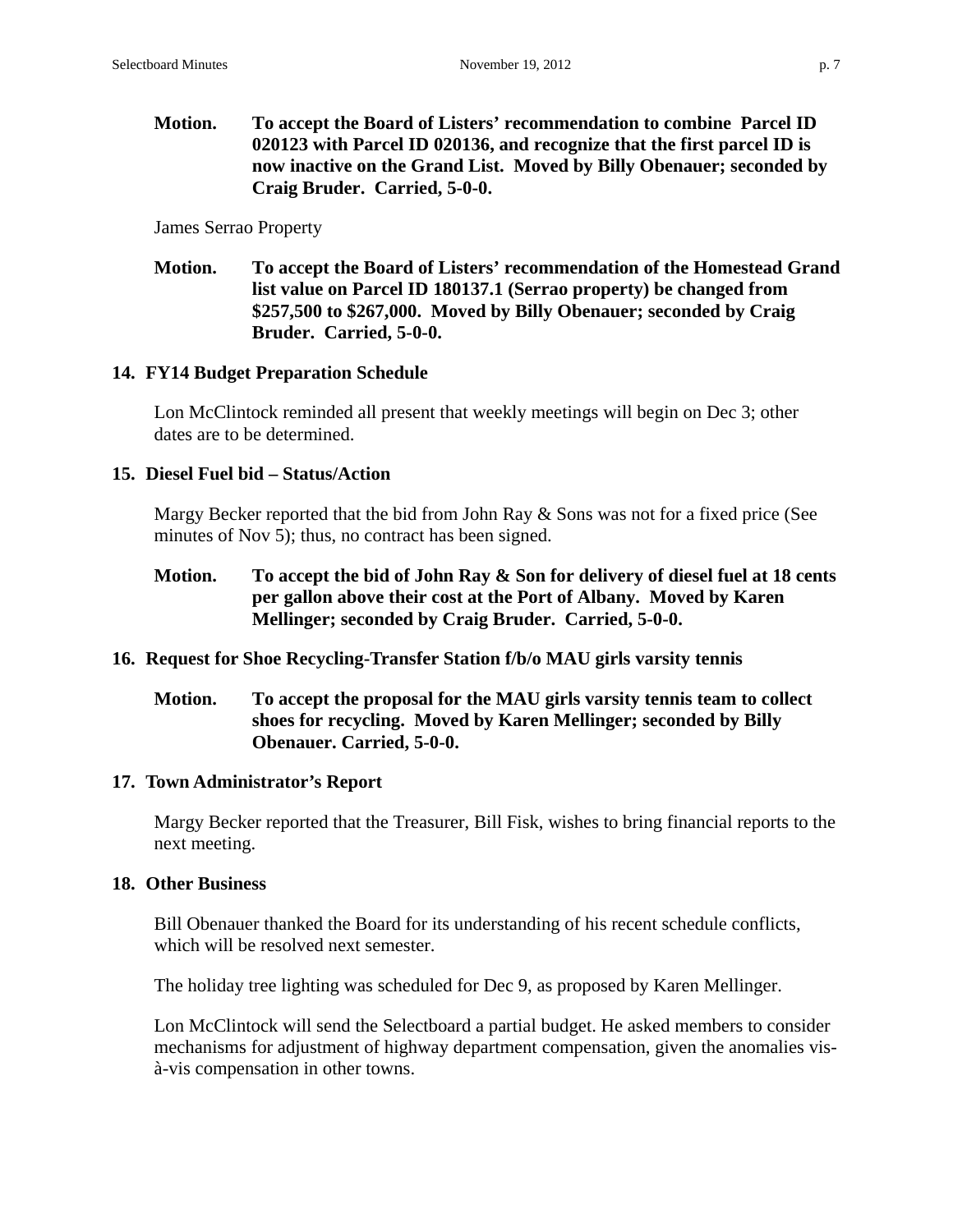**Motion. To accept the Board of Listers' recommendation to combine Parcel ID 020123 with Parcel ID 020136, and recognize that the first parcel ID is now inactive on the Grand List. Moved by Billy Obenauer; seconded by Craig Bruder. Carried, 5-0-0.**

James Serrao Property

**Motion. To accept the Board of Listers' recommendation of the Homestead Grand list value on Parcel ID 180137.1 (Serrao property) be changed from $257,500 to $267,000. Moved by Billy Obenauer; seconded by Craig Bruder. Carried, 5-0-0.**

## 14. FY14 Budget Preparation Schedule

Lon McClintock reminded all present that weekly meetings will begin on Dec 3; other dates are to be determined.

## 15. Diesel Fuel bid – Status/Action

Margy Becker reported that the bid from John Ray & Sons was not for a fixed price (See minutes of Nov 5); thus, no contract has been signed.

**Motion. To accept the bid of John Ray & Son for delivery of diesel fuel at 18 cents per gallon above their cost at the Port of Albany. Moved by Karen Mellinger; seconded by Craig Bruder. Carried, 5-0-0.**

## 16. Request for Shoe Recycling-Transfer Station f/b/o MAU girls varsity tennis

**Motion. To accept the proposal for the MAU girls varsity tennis team to collect shoes for recycling. Moved by Karen Mellinger; seconded by Billy Obenauer. Carried, 5-0-0.**

## 17. Town Administrator's Report

Margy Becker reported that the Treasurer, Bill Fisk, wishes to bring financial reports to the next meeting.

## 18. Other Business

Bill Obenauer thanked the Board for its understanding of his recent schedule conflicts, which will be resolved next semester.

The holiday tree lighting was scheduled for Dec 9, as proposed by Karen Mellinger.

Lon McClintock will send the Selectboard a partial budget. He asked members to consider mechanisms for adjustment of highway department compensation, given the anomalies vis-à-vis compensation in other towns.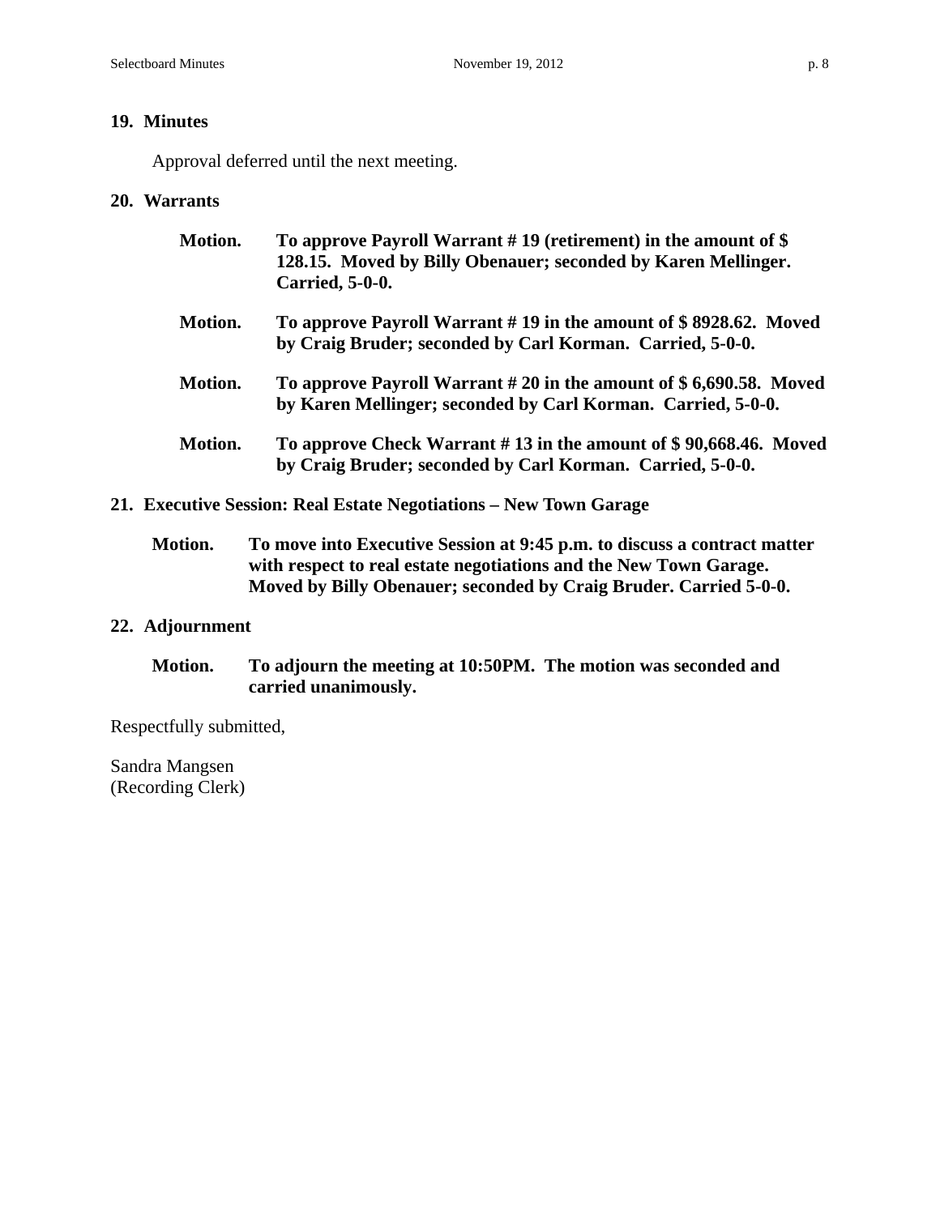## 19. Minutes

Approval deferred until the next meeting.

## 20. Warrants

**Motion. To approve Payroll Warrant # 19 (retirement) in the amount of $ 128.15. Moved by Billy Obenauer; seconded by Karen Mellinger. Carried, 5-0-0.**

**Motion. To approve Payroll Warrant # 19 in the amount of $ 8928.62. Moved by Craig Bruder; seconded by Carl Korman. Carried, 5-0-0.**

**Motion. To approve Payroll Warrant # 20 in the amount of $ 6,690.58. Moved by Karen Mellinger; seconded by Carl Korman. Carried, 5-0-0.**

**Motion. To approve Check Warrant # 13 in the amount of $ 90,668.46. Moved by Craig Bruder; seconded by Carl Korman. Carried, 5-0-0.**

## 21. Executive Session: Real Estate Negotiations – New Town Garage

**Motion. To move into Executive Session at 9:45 p.m. to discuss a contract matter with respect to real estate negotiations and the New Town Garage. Moved by Billy Obenauer; seconded by Craig Bruder. Carried 5-0-0.**

## 22. Adjournment

**Motion. To adjourn the meeting at 10:50PM. The motion was seconded and carried unanimously.**

Respectfully submitted,

Sandra Mangsen
(Recording Clerk)